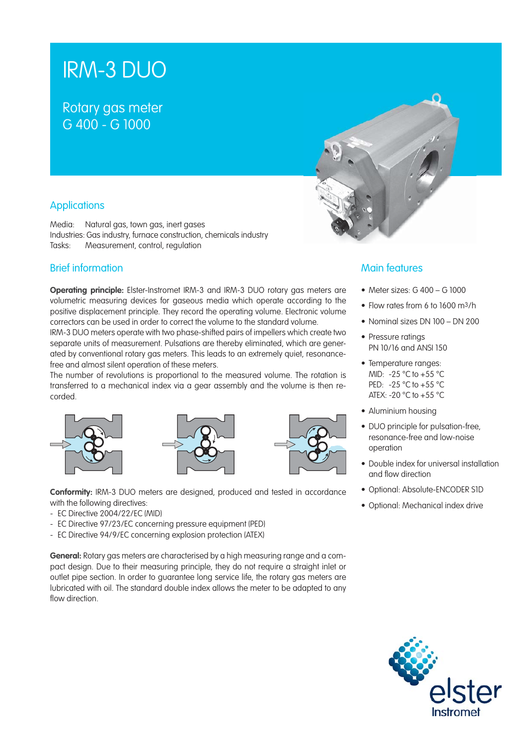# IRM-3 DUO

## Rotary gas meter
## G 400 - G 1000

## Applications

Media: Natural gas, town gas, inert gases
Industries: Gas industry, furnace construction, chemicals industry
Tasks: Measurement, control, regulation

## Brief information

**Operating principle:** Elster-Instromet IRM-3 and IRM-3 DUO rotary gas meters are volumetric measuring devices for gaseous media which operate according to the positive displacement principle. They record the operating volume. Electronic volume correctors can be used in order to correct the volume to the standard volume.
IRM-3 DUO meters operate with two phase-shifted pairs of impellers which create two separate units of measurement. Pulsations are thereby eliminated, which are generated by conventional rotary gas meters. This leads to an extremely quiet, resonance-free and almost silent operation of these meters.
The number of revolutions is proportional to the measured volume. The rotation is transferred to a mechanical index via a gear assembly and the volume is then recorded.

**Conformity:** IRM-3 DUO meters are designed, produced and tested in accordance with the following directives:
- EC Directive 2004/22/EC (MID)
- EC Directive 97/23/EC concerning pressure equipment (PED)
- EC Directive 94/9/EC concerning explosion protection (ATEX)

**General:** Rotary gas meters are characterised by a high measuring range and a compact design. Due to their measuring principle, they do not require a straight inlet or outlet pipe section. In order to guarantee long service life, the rotary gas meters are lubricated with oil. The standard double index allows the meter to be adapted to any flow direction.

## Main features

- Meter sizes: G 400 – G 1000
- Flow rates from 6 to 1600 m³/h
- Nominal sizes DN 100 – DN 200
- Pressure ratings PN 10/16 and ANSI 150
- Temperature ranges:
  MID: -25 °C to +55 °C
  PED: -25 °C to +55 °C
  ATEX: -20 °C to +55 °C
- Aluminium housing
- DUO principle for pulsation-free, resonance-free and low-noise operation
- Double index for universal installation and flow direction
- Optional: Absolute-ENCODER S1D
- Optional: Mechanical index drive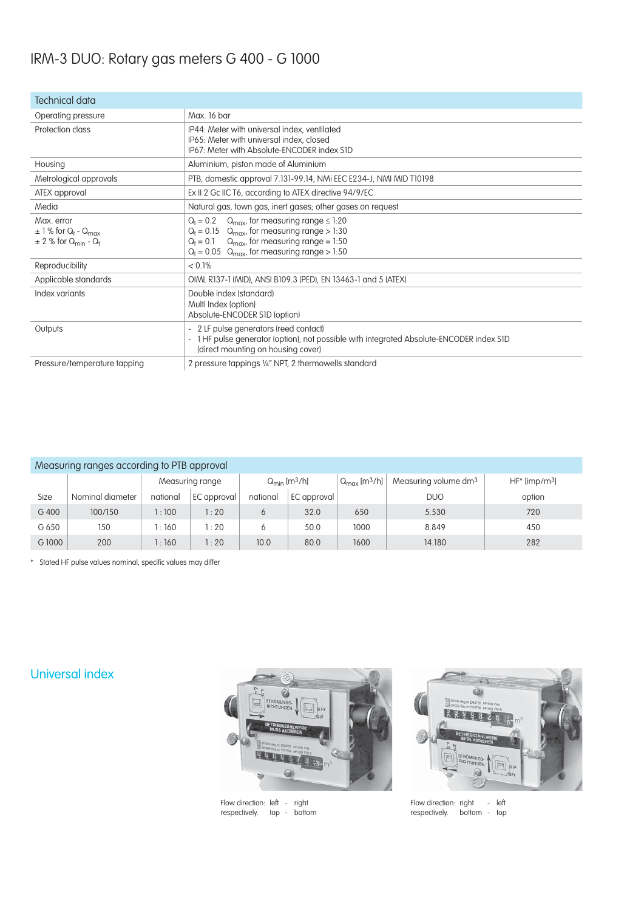# IRM-3 DUO: Rotary gas meters G 400 - G 1000

| Technical data | |
|---|---|
| Operating pressure | Max. 16 bar |
| Protection class | IP44: Meter with universal index, ventilated<br>IP65: Meter with universal index, closed<br>IP67: Meter with Absolute-ENCODER index S1D |
| Housing | Aluminium, piston made of Aluminium |
| Metrological approvals | PTB, domestic approval 7.131-99.14, NMi EEC E234-J, NMI MID T10198 |
| ATEX approval | Ex II 2 Gc IIC T6, according to ATEX directive 94/9/EC |
| Media | Natural gas, town gas, inert gases; other gases on request |
| Max. error<br>± 1 % for $Q_t$ - $Q_{max}$<br>± 2 % for $Q_{min}$ - $Q_t$ | $Q_t = 0.2$ $Q_{max}$, for measuring range ≤ 1:20<br>$Q_t = 0.15$ $Q_{max}$, for measuring range > 1:30<br>$Q_t = 0.1$ $Q_{max}$, for measuring range = 1:50<br>$Q_t = 0.05$ $Q_{max}$, for measuring range > 1:50 |
| Reproducibility | < 0.1% |
| Applicable standards | OIML R137-1 (MID), ANSI B109.3 (PED), EN 13463-1 and 5 (ATEX) |
| Index variants | Double index (standard)<br>Multi Index (option)<br>Absolute-ENCODER S1D (option) |
| Outputs | - 2 LF pulse generators (reed contact)<br>- 1 HF pulse generator (option), not possible with integrated Absolute-ENCODER index S1D (direct mounting on housing cover) |
| Pressure/temperature tapping | 2 pressure tappings ¼" NPT, 2 thermowells standard |

| Measuring ranges according to PTB approval | | | | | | | | |
|---|---|---|---|---|---|---|---|---|
| | | Measuring range | | $Q_{min}$ [m³/h] | | $Q_{max}$ [m³/h] | Measuring volume dm³ | HF* [imp/m³] |
| Size | Nominal diameter | national | EC approval | national | EC approval | | DUO | option |
| G 400 | 100/150 | 1 : 100 | 1 : 20 | 6 | 32.0 | 650 | 5.530 | 720 |
| G 650 | 150 | 1 : 160 | 1 : 20 | 6 | 50.0 | 1000 | 8.849 | 450 |
| G 1000 | 200 | 1 : 160 | 1 : 20 | 10.0 | 80.0 | 1600 | 14.180 | 282 |

\* Stated HF pulse values nominal, specific values may differ

## Universal index

Flow direction: left - right
respectively. top - bottom

Flow direction: right - left
respectively. bottom - top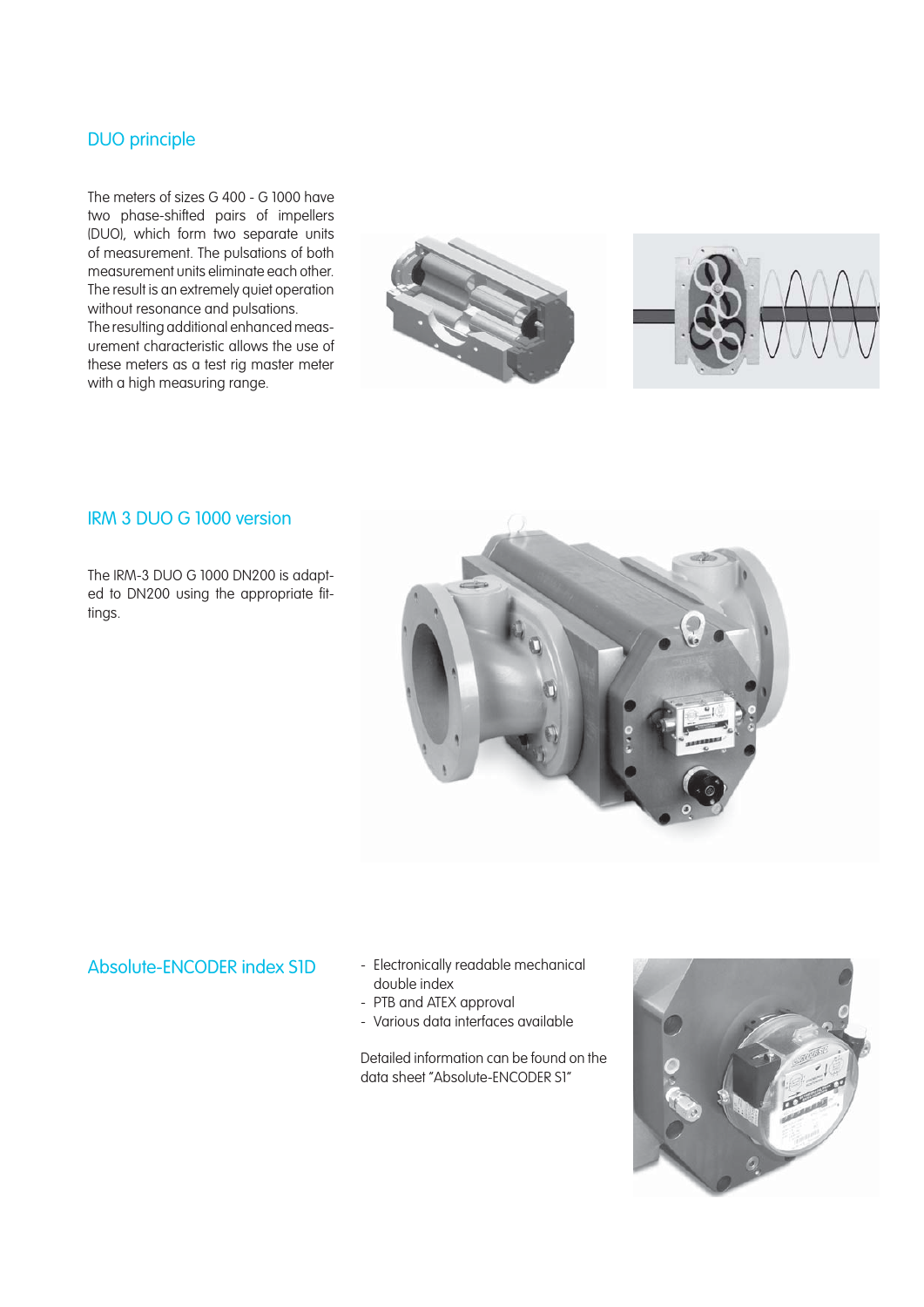## DUO principle

The meters of sizes G 400 - G 1000 have two phase-shifted pairs of impellers (DUO), which form two separate units of measurement. The pulsations of both measurement units eliminate each other. The result is an extremely quiet operation without resonance and pulsations.
The resulting additional enhanced measurement characteristic allows the use of these meters as a test rig master meter with a high measuring range.

## IRM 3 DUO G 1000 version

The IRM-3 DUO G 1000 DN200 is adapted to DN200 using the appropriate fittings.

## Absolute-ENCODER index S1D

- Electronically readable mechanical double index
- PTB and ATEX approval
- Various data interfaces available

Detailed information can be found on the data sheet "Absolute-ENCODER S1"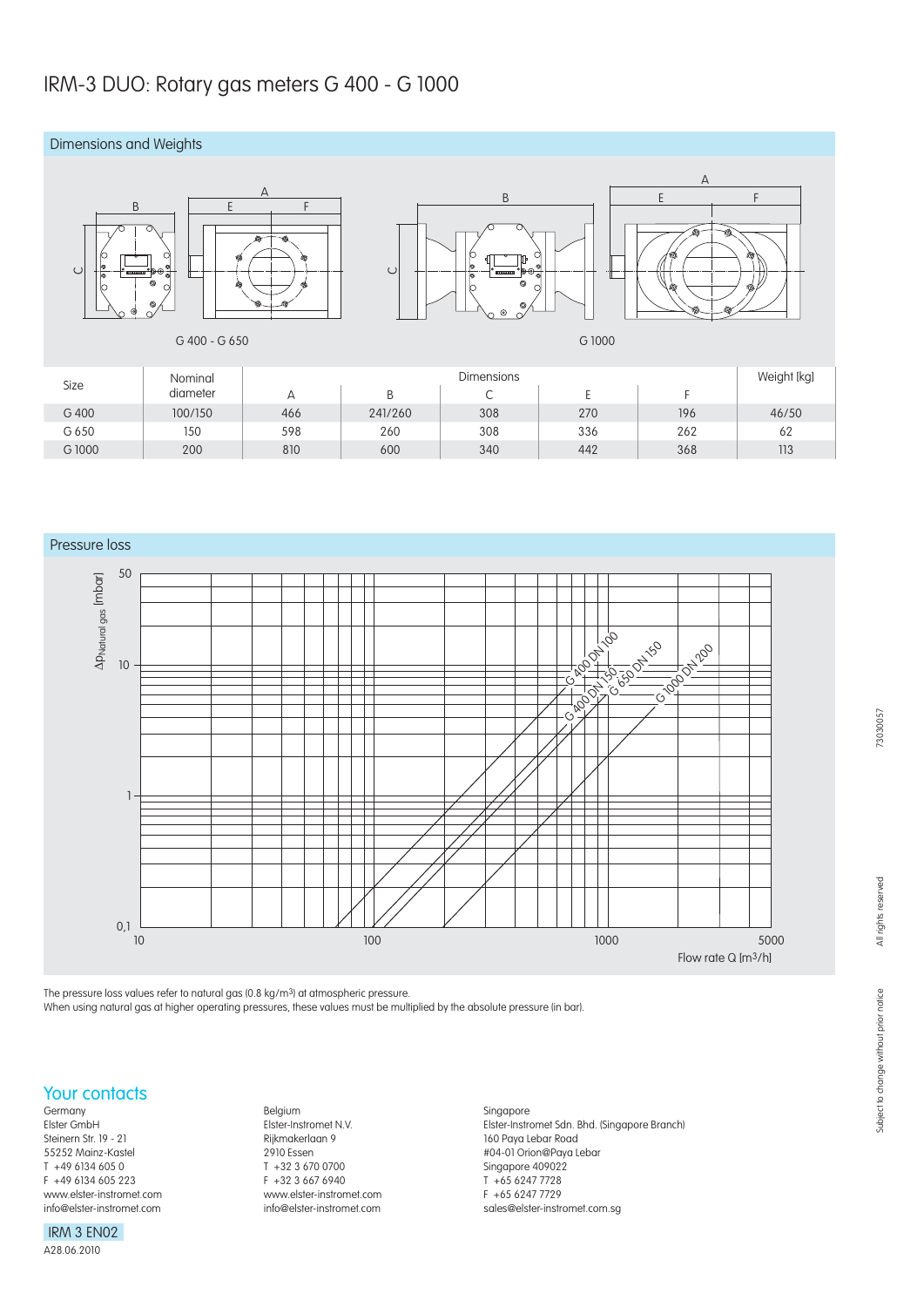# IRM-3 DUO: Rotary gas meters G 400 - G 1000

## Dimensions and Weights

B E A F C

G 400 - G 650

B E A F C

G 1000

| Size | Nominal diameter | Dimensions | | | | | Weight [kg] |
|---|---|---|---|---|---|---|---|
| | | A | B | C | E | F | |
| G 400 | 100/150 | 466 | 241/260 | 308 | 270 | 196 | 46/50 |
| G 650 | 150 | 598 | 260 | 308 | 336 | 262 | 62 |
| G 1000 | 200 | 810 | 600 | 340 | 442 | 368 | 113 |

## Pressure loss

$\Delta p_{Natural\ gas}$ [mbar]

50

10

1

0,1

10

100

1000

5000

Flow rate Q [m³/h]

G 400 DN 100

G 400 DN 150

G 650 DN 150

G 1000 DN 200

The pressure loss values refer to natural gas (0.8 kg/m³) at atmospheric pressure.
When using natural gas at higher operating pressures, these values must be multiplied by the absolute pressure (in bar).

## Your contacts

Germany
Elster GmbH
Steinern Str. 19 - 21
55252 Mainz-Kastel
T +49 6134 605 0
F +49 6134 605 223
www.elster-instromet.com
info@elster-instromet.com

Belgium
Elster-Instromet N.V.
Rijkmakerlaan 9
2910 Essen
T +32 3 670 0700
F +32 3 667 6940
www.elster-instromet.com
info@elster-instromet.com

Singapore
Elster-Instromet Sdn. Bhd. (Singapore Branch)
160 Paya Lebar Road
#04-01 Orion@Paya Lebar
Singapore 409022
T +65 6247 7728
F +65 6247 7729
sales@elster-instromet.com.sg

IRM 3 EN02

A28.06.2010

73030057

All rights reserved

Subject to change without prior notice